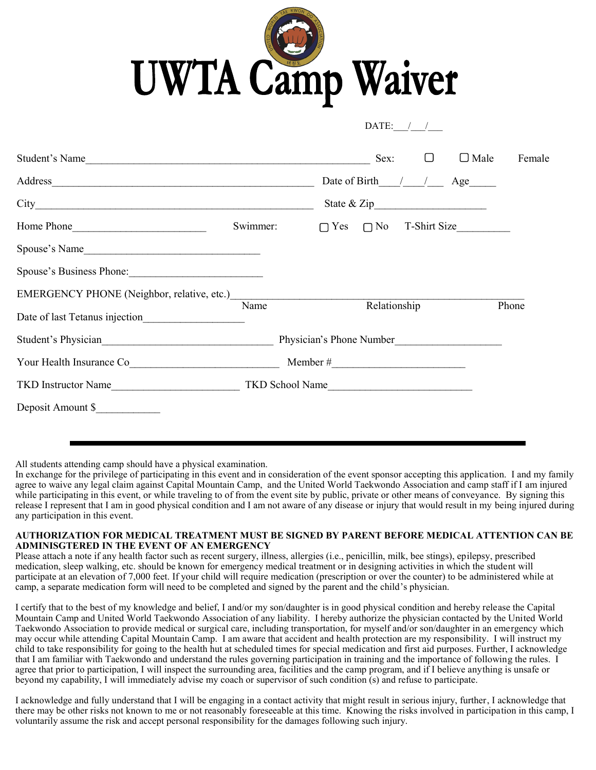# UWTA Camp Waiver

DATE:\_\_\_/\_\_\_/\_\_\_

Student's Name\_\_\_\_\_\_\_\_\_\_\_\_\_\_\_\_\_\_\_\_\_\_\_\_\_\_\_\_\_\_\_\_\_\_\_\_\_\_\_\_\_\_\_\_\_\_\_\_\_\_\_ Sex: ☐ ☐ Male Female

Address\_\_\_\_\_\_\_\_\_\_\_\_\_\_\_\_\_\_\_\_\_\_\_\_\_\_\_\_\_\_\_\_\_\_\_\_\_\_\_\_\_\_\_\_\_\_\_ Date of Birth\_\_\_\_/\_\_\_\_/\_\_\_\_ Age\_\_\_\_\_

City\_\_\_\_\_\_\_\_\_\_\_\_\_\_\_\_\_\_\_\_\_\_\_\_\_\_\_\_\_\_\_\_\_\_\_\_\_\_\_\_\_\_\_\_\_\_\_\_\_\_ State & Zip\_\_\_\_\_\_\_\_\_\_\_\_\_\_\_\_\_\_\_\_

Home Phone\_\_\_\_\_\_\_\_\_\_\_\_\_\_\_\_\_\_\_\_\_\_\_\_ Swimmer: ☐ Yes ☐ No T-Shirt Size\_\_\_\_\_\_\_\_\_\_

Spouse's Name\_\_\_\_\_\_\_\_\_\_\_\_\_\_\_\_\_\_\_\_\_\_\_\_\_\_\_\_\_\_\_\_\_

Spouse's Business Phone:\_\_\_\_\_\_\_\_\_\_\_\_\_\_\_\_\_\_\_\_\_\_\_\_

EMERGENCY PHONE (Neighbor, relative, etc.)\_\_\_\_\_\_\_\_\_\_\_\_\_\_\_\_\_\_\_\_\_\_\_\_\_\_\_\_\_\_\_\_\_\_\_\_\_\_\_\_\_\_\_\_\_\_\_\_\_\_\_
Name Relationship Phone

Date of last Tetanus injection\_\_\_\_\_\_\_\_\_\_\_\_\_\_\_\_\_\_

Student's Physician\_\_\_\_\_\_\_\_\_\_\_\_\_\_\_\_\_\_\_\_\_\_\_\_\_\_\_\_\_\_\_ Physician's Phone Number\_\_\_\_\_\_\_\_\_\_\_\_\_\_\_\_\_\_\_\_

Your Health Insurance Co\_\_\_\_\_\_\_\_\_\_\_\_\_\_\_\_\_\_\_\_\_\_\_\_\_\_\_\_ Member #\_\_\_\_\_\_\_\_\_\_\_\_\_\_\_\_\_\_\_\_\_\_\_\_\_

TKD Instructor Name\_\_\_\_\_\_\_\_\_\_\_\_\_\_\_\_\_\_\_\_\_\_\_\_ TKD School Name\_\_\_\_\_\_\_\_\_\_\_\_\_\_\_\_\_\_\_\_\_\_\_\_\_\_\_

Deposit Amount $\_\_\_\_\_\_\_\_\_\_\_\_

---

All students attending camp should have a physical examination.
In exchange for the privilege of participating in this event and in consideration of the event sponsor accepting this application. I and my family agree to waive any legal claim against Capital Mountain Camp, and the United World Taekwondo Association and camp staff if I am injured while participating in this event, or while traveling to of from the event site by public, private or other means of conveyance. By signing this release I represent that I am in good physical condition and I am not aware of any disease or injury that would result in my being injured during any participation in this event.

**AUTHORIZATION FOR MEDICAL TREATMENT MUST BE SIGNED BY PARENT BEFORE MEDICAL ATTENTION CAN BE ADMINISGTERED IN THE EVENT OF AN EMERGENCY**

Please attach a note if any health factor such as recent surgery, illness, allergies (i.e., penicillin, milk, bee stings), epilepsy, prescribed medication, sleep walking, etc. should be known for emergency medical treatment or in designing activities in which the student will participate at an elevation of 7,000 feet. If your child will require medication (prescription or over the counter) to be administered while at camp, a separate medication form will need to be completed and signed by the parent and the child's physician.

I certify that to the best of my knowledge and belief, I and/or my son/daughter is in good physical condition and hereby release the Capital Mountain Camp and United World Taekwondo Association of any liability. I hereby authorize the physician contacted by the United World Taekwondo Association to provide medical or surgical care, including transportation, for myself and/or son/daughter in an emergency which may occur while attending Capital Mountain Camp. I am aware that accident and health protection are my responsibility. I will instruct my child to take responsibility for going to the health hut at scheduled times for special medication and first aid purposes. Further, I acknowledge that I am familiar with Taekwondo and understand the rules governing participation in training and the importance of following the rules. I agree that prior to participation, I will inspect the surrounding area, facilities and the camp program, and if I believe anything is unsafe or beyond my capability, I will immediately advise my coach or supervisor of such condition (s) and refuse to participate.

I acknowledge and fully understand that I will be engaging in a contact activity that might result in serious injury, further, I acknowledge that there may be other risks not known to me or not reasonably foreseeable at this time. Knowing the risks involved in participation in this camp, I voluntarily assume the risk and accept personal responsibility for the damages following such injury.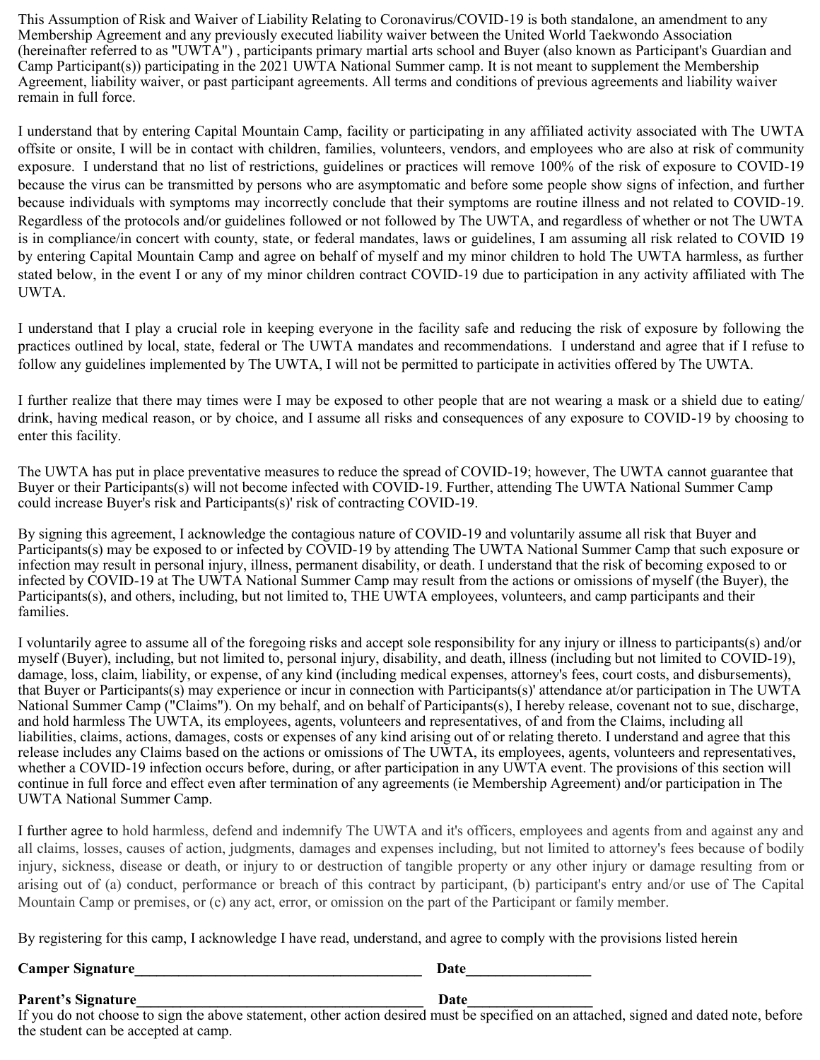This Assumption of Risk and Waiver of Liability Relating to Coronavirus/COVID-19 is both standalone, an amendment to any Membership Agreement and any previously executed liability waiver between the United World Taekwondo Association (hereinafter referred to as "UWTA") , participants primary martial arts school and Buyer (also known as Participant's Guardian and Camp Participant(s)) participating in the 2021 UWTA National Summer camp. It is not meant to supplement the Membership Agreement, liability waiver, or past participant agreements. All terms and conditions of previous agreements and liability waiver remain in full force.

I understand that by entering Capital Mountain Camp, facility or participating in any affiliated activity associated with The UWTA offsite or onsite, I will be in contact with children, families, volunteers, vendors, and employees who are also at risk of community exposure. I understand that no list of restrictions, guidelines or practices will remove 100% of the risk of exposure to COVID-19 because the virus can be transmitted by persons who are asymptomatic and before some people show signs of infection, and further because individuals with symptoms may incorrectly conclude that their symptoms are routine illness and not related to COVID-19. Regardless of the protocols and/or guidelines followed or not followed by The UWTA, and regardless of whether or not The UWTA is in compliance/in concert with county, state, or federal mandates, laws or guidelines, I am assuming all risk related to COVID 19 by entering Capital Mountain Camp and agree on behalf of myself and my minor children to hold The UWTA harmless, as further stated below, in the event I or any of my minor children contract COVID-19 due to participation in any activity affiliated with The UWTA.

I understand that I play a crucial role in keeping everyone in the facility safe and reducing the risk of exposure by following the practices outlined by local, state, federal or The UWTA mandates and recommendations. I understand and agree that if I refuse to follow any guidelines implemented by The UWTA, I will not be permitted to participate in activities offered by The UWTA.

I further realize that there may times were I may be exposed to other people that are not wearing a mask or a shield due to eating/ drink, having medical reason, or by choice, and I assume all risks and consequences of any exposure to COVID-19 by choosing to enter this facility.

The UWTA has put in place preventative measures to reduce the spread of COVID-19; however, The UWTA cannot guarantee that Buyer or their Participants(s) will not become infected with COVID-19. Further, attending The UWTA National Summer Camp could increase Buyer's risk and Participants(s)' risk of contracting COVID-19.

By signing this agreement, I acknowledge the contagious nature of COVID-19 and voluntarily assume all risk that Buyer and Participants(s) may be exposed to or infected by COVID-19 by attending The UWTA National Summer Camp that such exposure or infection may result in personal injury, illness, permanent disability, or death. I understand that the risk of becoming exposed to or infected by COVID-19 at The UWTA National Summer Camp may result from the actions or omissions of myself (the Buyer), the Participants(s), and others, including, but not limited to, THE UWTA employees, volunteers, and camp participants and their families.

I voluntarily agree to assume all of the foregoing risks and accept sole responsibility for any injury or illness to participants(s) and/or myself (Buyer), including, but not limited to, personal injury, disability, and death, illness (including but not limited to COVID-19), damage, loss, claim, liability, or expense, of any kind (including medical expenses, attorney's fees, court costs, and disbursements), that Buyer or Participants(s) may experience or incur in connection with Participants(s)' attendance at/or participation in The UWTA National Summer Camp ("Claims"). On my behalf, and on behalf of Participants(s), I hereby release, covenant not to sue, discharge, and hold harmless The UWTA, its employees, agents, volunteers and representatives, of and from the Claims, including all liabilities, claims, actions, damages, costs or expenses of any kind arising out of or relating thereto. I understand and agree that this release includes any Claims based on the actions or omissions of The UWTA, its employees, agents, volunteers and representatives, whether a COVID-19 infection occurs before, during, or after participation in any UWTA event. The provisions of this section will continue in full force and effect even after termination of any agreements (ie Membership Agreement) and/or participation in The UWTA National Summer Camp.

I further agree to hold harmless, defend and indemnify The UWTA and it's officers, employees and agents from and against any and all claims, losses, causes of action, judgments, damages and expenses including, but not limited to attorney's fees because of bodily injury, sickness, disease or death, or injury to or destruction of tangible property or any other injury or damage resulting from or arising out of (a) conduct, performance or breach of this contract by participant, (b) participant's entry and/or use of The Capital Mountain Camp or premises, or (c) any act, error, or omission on the part of the Participant or family member.

By registering for this camp, I acknowledge I have read, understand, and agree to comply with the provisions listed herein

**Camper Signature**________________________________________ **Date**_________________

**Parent's Signature**________________________________________ **Date**_________________

If you do not choose to sign the above statement, other action desired must be specified on an attached, signed and dated note, before the student can be accepted at camp.